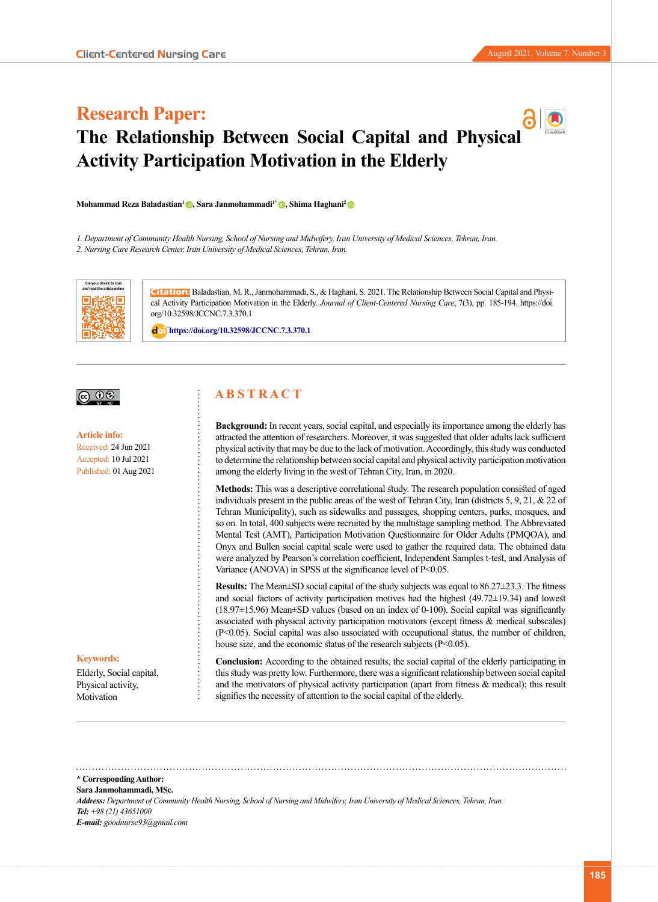**Research Paper:**

# The Relationship Between Social Capital and Physical Activity Participation Motivation in the Elderly

**Mohammad Reza Baladastian[1], Sara Janmohammadi[1*], Shima Haghani[2]**

*1. Department of Community Health Nursing, School of Nursing and Midwifery, Iran University of Medical Sciences, Tehran, Iran.*
*2. Nursing Care Research Center, Iran University of Medical Sciences, Tehran, Iran.*

**Citation:** Baladastian, M. R., Janmohammadi, S., & Haghani, S. 2021. The Relationship Between Social Capital and Physical Activity Participation Motivation in the Elderly. *Journal of Client-Centered Nursing Care*, 7(3), pp. 185-194. https://doi.org/10.32598/JCCNC.7.3.370.1

**https://doi.org/10.32598/JCCNC.7.3.370.1**

**Article info:**
Received: 24 Jun 2021
Accepted: 10 Jul 2021
Published: 01 Aug 2021

## ABSTRACT

**Background:** In recent years, social capital, and especially its importance among the elderly has attracted the attention of researchers. Moreover, it was suggested that older adults lack sufficient physical activity that may be due to the lack of motivation. Accordingly, this study was conducted to determine the relationship between social capital and physical activity participation motivation among the elderly living in the west of Tehran City, Iran, in 2020.

**Methods:** This was a descriptive correlational study. The research population consisted of aged individuals present in the public areas of the west of Tehran City, Iran (districts 5, 9, 21, & 22 of Tehran Municipality), such as sidewalks and passages, shopping centers, parks, mosques, and so on. In total, 400 subjects were recruited by the multistage sampling method. The Abbreviated Mental Test (AMT), Participation Motivation Questionnaire for Older Adults (PMQOA), and Onyx and Bullen social capital scale were used to gather the required data. The obtained data were analyzed by Pearson's correlation coefficient, Independent Samples t-test, and Analysis of Variance (ANOVA) in SPSS at the significance level of $P<0.05$.

**Results:** The Mean±SD social capital of the study subjects was equal to 86.27±23.3. The fitness and social factors of activity participation motives had the highest (49.72±19.34) and lowest (18.97±15.96) Mean±SD values (based on an index of 0-100). Social capital was significantly associated with physical activity participation motivators (except fitness & medical subscales) ($P<0.05$). Social capital was also associated with occupational status, the number of children, house size, and the economic status of the research subjects ($P<0.05$).

**Conclusion:** According to the obtained results, the social capital of the elderly participating in this study was pretty low. Furthermore, there was a significant relationship between social capital and the motivators of physical activity participation (apart from fitness & medical); this result signifies the necessity of attention to the social capital of the elderly.

**Keywords:**
Elderly, Social capital, Physical activity, Motivation

---

**\* Corresponding Author:**
**Sara Janmohammadi, MSc.**
***Address:*** *Department of Community Health Nursing, School of Nursing and Midwifery, Iran University of Medical Sciences, Tehran, Iran.*
***Tel:*** *+98 (21) 43651000*
***E-mail:*** *goodnurse93@gmail.com*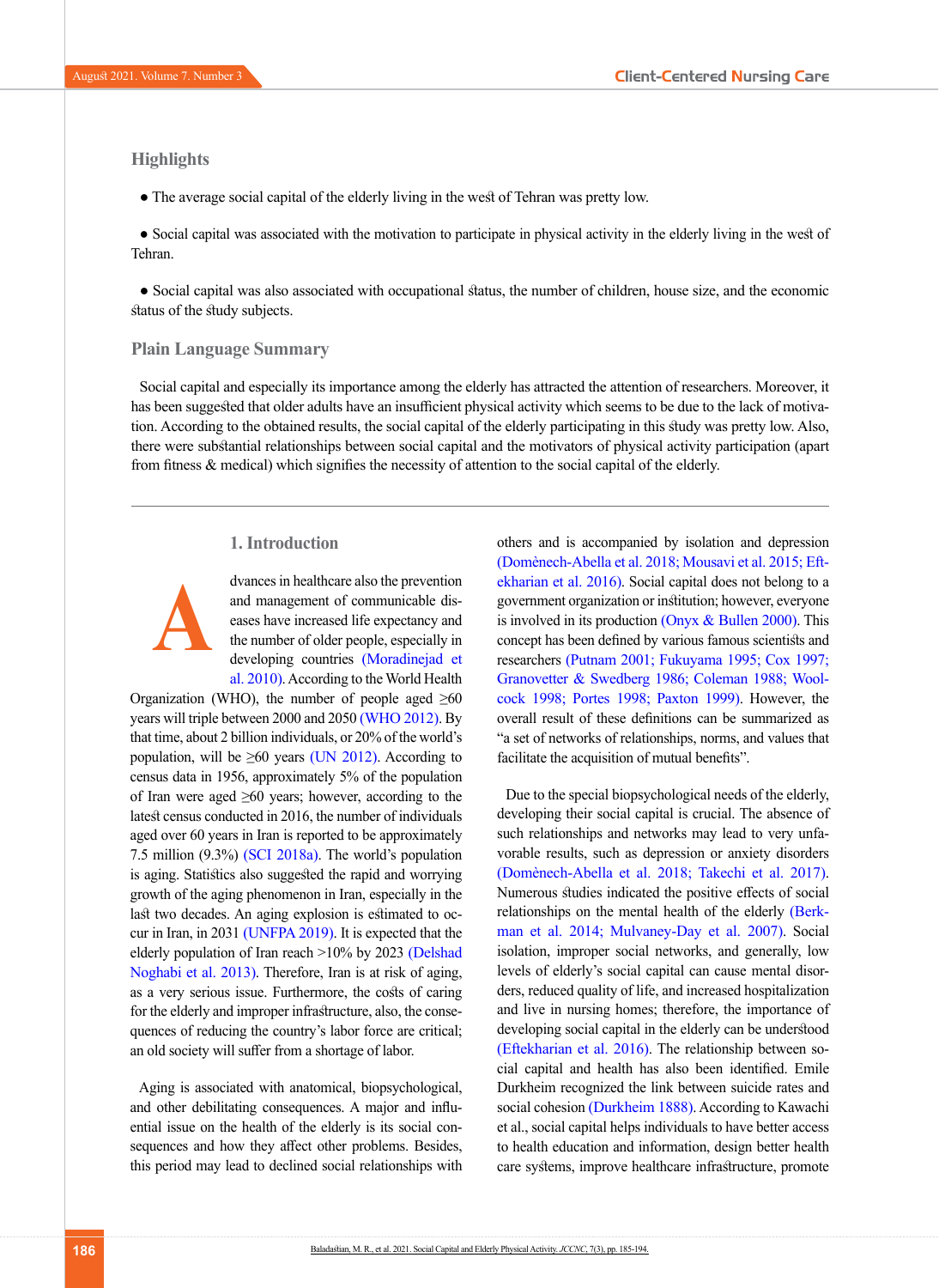## Highlights

- The average social capital of the elderly living in the west of Tehran was pretty low.
- Social capital was associated with the motivation to participate in physical activity in the elderly living in the west of Tehran.
- Social capital was also associated with occupational status, the number of children, house size, and the economic status of the study subjects.

## Plain Language Summary

Social capital and especially its importance among the elderly has attracted the attention of researchers. Moreover, it has been suggested that older adults have an insufficient physical activity which seems to be due to the lack of motivation. According to the obtained results, the social capital of the elderly participating in this study was pretty low. Also, there were substantial relationships between social capital and the motivators of physical activity participation (apart from fitness & medical) which signifies the necessity of attention to the social capital of the elderly.

## 1. Introduction

Advances in healthcare also the prevention and management of communicable diseases have increased life expectancy and the number of older people, especially in developing countries (Moradinejad et al. 2010). According to the World Health Organization (WHO), the number of people aged ≥60 years will triple between 2000 and 2050 (WHO 2012). By that time, about 2 billion individuals, or 20% of the world's population, will be ≥60 years (UN 2012). According to census data in 1956, approximately 5% of the population of Iran were aged ≥60 years; however, according to the latest census conducted in 2016, the number of individuals aged over 60 years in Iran is reported to be approximately 7.5 million (9.3%) (SCI 2018a). The world's population is aging. Statistics also suggested the rapid and worrying growth of the aging phenomenon in Iran, especially in the last two decades. An aging explosion is estimated to occur in Iran, in 2031 (UNFPA 2019). It is expected that the elderly population of Iran reach >10% by 2023 (Delshad Noghabi et al. 2013). Therefore, Iran is at risk of aging, as a very serious issue. Furthermore, the costs of caring for the elderly and improper infrastructure, also, the consequences of reducing the country's labor force are critical; an old society will suffer from a shortage of labor.

Aging is associated with anatomical, biopsychological, and other debilitating consequences. A major and influential issue on the health of the elderly is its social consequences and how they affect other problems. Besides, this period may lead to declined social relationships with others and is accompanied by isolation and depression (Domènech-Abella et al. 2018; Mousavi et al. 2015; Eftekharian et al. 2016). Social capital does not belong to a government organization or institution; however, everyone is involved in its production (Onyx & Bullen 2000). This concept has been defined by various famous scientists and researchers (Putnam 2001; Fukuyama 1995; Cox 1997; Granovetter & Swedberg 1986; Coleman 1988; Woolcock 1998; Portes 1998; Paxton 1999). However, the overall result of these definitions can be summarized as "a set of networks of relationships, norms, and values that facilitate the acquisition of mutual benefits".

Due to the special biopsychological needs of the elderly, developing their social capital is crucial. The absence of such relationships and networks may lead to very unfavorable results, such as depression or anxiety disorders (Domènech-Abella et al. 2018; Takechi et al. 2017). Numerous studies indicated the positive effects of social relationships on the mental health of the elderly (Berkman et al. 2014; Mulvaney-Day et al. 2007). Social isolation, improper social networks, and generally, low levels of elderly's social capital can cause mental disorders, reduced quality of life, and increased hospitalization and live in nursing homes; therefore, the importance of developing social capital in the elderly can be understood (Eftekharian et al. 2016). The relationship between social capital and health has also been identified. Emile Durkheim recognized the link between suicide rates and social cohesion (Durkheim 1888). According to Kawachi et al., social capital helps individuals to have better access to health education and information, design better health care systems, improve healthcare infrastructure, promote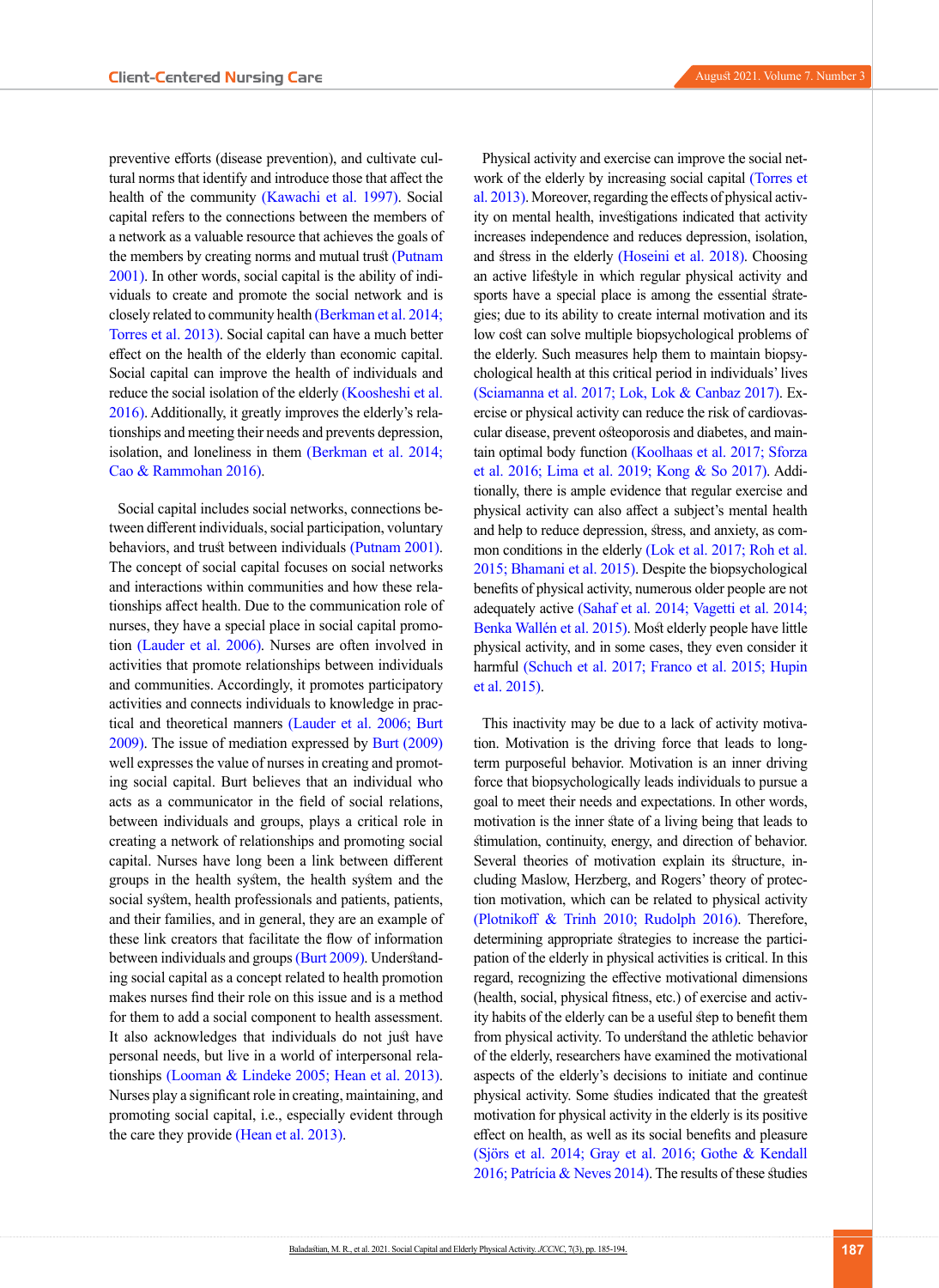preventive efforts (disease prevention), and cultivate cultural norms that identify and introduce those that affect the health of the community (Kawachi et al. 1997). Social capital refers to the connections between the members of a network as a valuable resource that achieves the goals of the members by creating norms and mutual trust (Putnam 2001). In other words, social capital is the ability of individuals to create and promote the social network and is closely related to community health (Berkman et al. 2014; Torres et al. 2013). Social capital can have a much better effect on the health of the elderly than economic capital. Social capital can improve the health of individuals and reduce the social isolation of the elderly (Koosheshi et al. 2016). Additionally, it greatly improves the elderly's relationships and meeting their needs and prevents depression, isolation, and loneliness in them (Berkman et al. 2014; Cao & Rammohan 2016).

Social capital includes social networks, connections between different individuals, social participation, voluntary behaviors, and trust between individuals (Putnam 2001). The concept of social capital focuses on social networks and interactions within communities and how these relationships affect health. Due to the communication role of nurses, they have a special place in social capital promotion (Lauder et al. 2006). Nurses are often involved in activities that promote relationships between individuals and communities. Accordingly, it promotes participatory activities and connects individuals to knowledge in practical and theoretical manners (Lauder et al. 2006; Burt 2009). The issue of mediation expressed by Burt (2009) well expresses the value of nurses in creating and promoting social capital. Burt believes that an individual who acts as a communicator in the field of social relations, between individuals and groups, plays a critical role in creating a network of relationships and promoting social capital. Nurses have long been a link between different groups in the health system, the health system and the social system, health professionals and patients, patients, and their families, and in general, they are an example of these link creators that facilitate the flow of information between individuals and groups (Burt 2009). Understanding social capital as a concept related to health promotion makes nurses find their role on this issue and is a method for them to add a social component to health assessment. It also acknowledges that individuals do not just have personal needs, but live in a world of interpersonal relationships (Looman & Lindeke 2005; Hean et al. 2013). Nurses play a significant role in creating, maintaining, and promoting social capital, i.e., especially evident through the care they provide (Hean et al. 2013).

Physical activity and exercise can improve the social network of the elderly by increasing social capital (Torres et al. 2013). Moreover, regarding the effects of physical activity on mental health, investigations indicated that activity increases independence and reduces depression, isolation, and stress in the elderly (Hoseini et al. 2018). Choosing an active lifestyle in which regular physical activity and sports have a special place is among the essential strategies; due to its ability to create internal motivation and its low cost can solve multiple biopsychological problems of the elderly. Such measures help them to maintain biopsychological health at this critical period in individuals' lives (Sciamanna et al. 2017; Lok, Lok & Canbaz 2017). Exercise or physical activity can reduce the risk of cardiovascular disease, prevent osteoporosis and diabetes, and maintain optimal body function (Koolhaas et al. 2017; Sforza et al. 2016; Lima et al. 2019; Kong & So 2017). Additionally, there is ample evidence that regular exercise and physical activity can also affect a subject's mental health and help to reduce depression, stress, and anxiety, as common conditions in the elderly (Lok et al. 2017; Roh et al. 2015; Bhamani et al. 2015). Despite the biopsychological benefits of physical activity, numerous older people are not adequately active (Sahaf et al. 2014; Vagetti et al. 2014; Benka Wallén et al. 2015). Most elderly people have little physical activity, and in some cases, they even consider it harmful (Schuch et al. 2017; Franco et al. 2015; Hupin et al. 2015).

This inactivity may be due to a lack of activity motivation. Motivation is the driving force that leads to long-term purposeful behavior. Motivation is an inner driving force that biopsychologically leads individuals to pursue a goal to meet their needs and expectations. In other words, motivation is the inner state of a living being that leads to stimulation, continuity, energy, and direction of behavior. Several theories of motivation explain its structure, including Maslow, Herzberg, and Rogers' theory of protection motivation, which can be related to physical activity (Plotnikoff & Trinh 2010; Rudolph 2016). Therefore, determining appropriate strategies to increase the participation of the elderly in physical activities is critical. In this regard, recognizing the effective motivational dimensions (health, social, physical fitness, etc.) of exercise and activity habits of the elderly can be a useful step to benefit them from physical activity. To understand the athletic behavior of the elderly, researchers have examined the motivational aspects of the elderly's decisions to initiate and continue physical activity. Some studies indicated that the greatest motivation for physical activity in the elderly is its positive effect on health, as well as its social benefits and pleasure (Sjörs et al. 2014; Gray et al. 2016; Gothe & Kendall 2016; Patrícia & Neves 2014). The results of these studies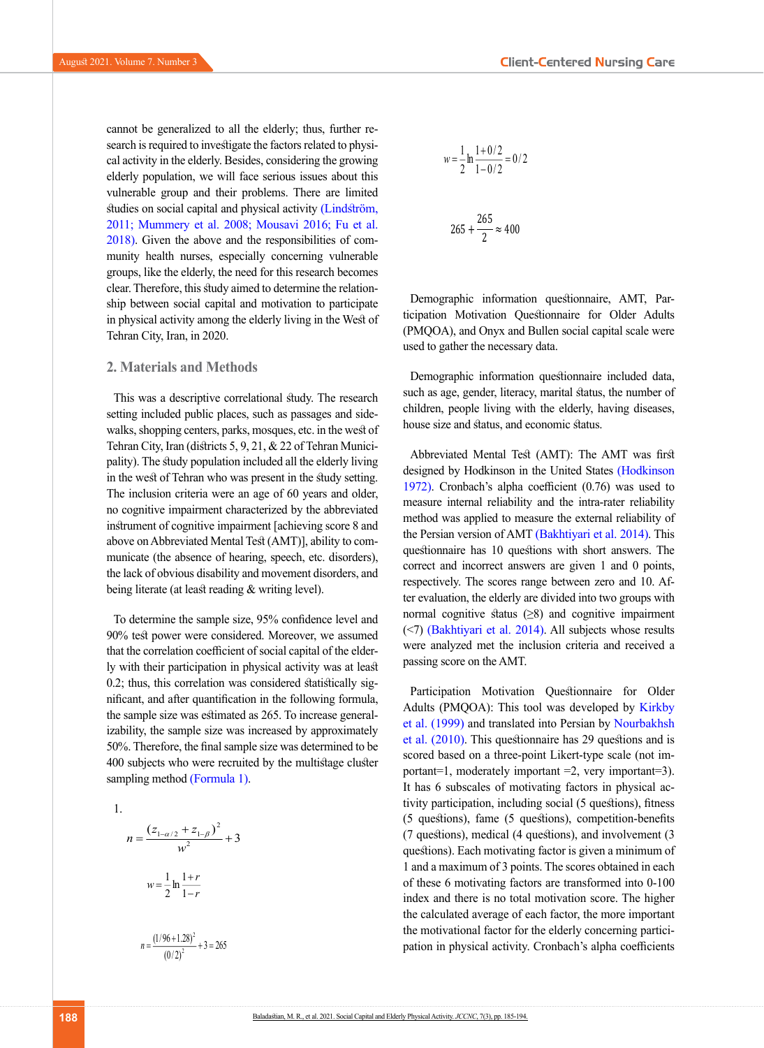cannot be generalized to all the elderly; thus, further research is required to investigate the factors related to physical activity in the elderly. Besides, considering the growing elderly population, we will face serious issues about this vulnerable group and their problems. There are limited studies on social capital and physical activity (Lindström, 2011; Mummery et al. 2008; Mousavi 2016; Fu et al. 2018). Given the above and the responsibilities of community health nurses, especially concerning vulnerable groups, like the elderly, the need for this research becomes clear. Therefore, this study aimed to determine the relationship between social capital and motivation to participate in physical activity among the elderly living in the West of Tehran City, Iran, in 2020.

## 2. Materials and Methods

This was a descriptive correlational study. The research setting included public places, such as passages and sidewalks, shopping centers, parks, mosques, etc. in the west of Tehran City, Iran (districts 5, 9, 21, & 22 of Tehran Municipality). The study population included all the elderly living in the west of Tehran who was present in the study setting. The inclusion criteria were an age of 60 years and older, no cognitive impairment characterized by the abbreviated instrument of cognitive impairment [achieving score 8 and above on Abbreviated Mental Test (AMT)], ability to communicate (the absence of hearing, speech, etc. disorders), the lack of obvious disability and movement disorders, and being literate (at least reading & writing level).

To determine the sample size, 95% confidence level and 90% test power were considered. Moreover, we assumed that the correlation coefficient of social capital of the elderly with their participation in physical activity was at least 0.2; thus, this correlation was considered statistically significant, and after quantification in the following formula, the sample size was estimated as 265. To increase generalizability, the sample size was increased by approximately 50%. Therefore, the final sample size was determined to be 400 subjects who were recruited by the multistage cluster sampling method (Formula 1).

1.

$$n = \frac{(z_{1-\alpha/2} + z_{1-\beta})^2}{w^2} + 3$$

$$w = \frac{1}{2}\ln\frac{1+r}{1-r}$$

$$n = \frac{(1/96 + 1.28)^2}{(0/2)^2} + 3 = 265$$

$$w = \frac{1}{2}\ln\frac{1+0/2}{1-0/2} = 0/2$$

$$265 + \frac{265}{2} \approx 400$$

Demographic information questionnaire, AMT, Participation Motivation Questionnaire for Older Adults (PMQOA), and Onyx and Bullen social capital scale were used to gather the necessary data.

Demographic information questionnaire included data, such as age, gender, literacy, marital status, the number of children, people living with the elderly, having diseases, house size and status, and economic status.

Abbreviated Mental Test (AMT): The AMT was first designed by Hodkinson in the United States (Hodkinson 1972). Cronbach's alpha coefficient (0.76) was used to measure internal reliability and the intra-rater reliability method was applied to measure the external reliability of the Persian version of AMT (Bakhtiyari et al. 2014). This questionnaire has 10 questions with short answers. The correct and incorrect answers are given 1 and 0 points, respectively. The scores range between zero and 10. After evaluation, the elderly are divided into two groups with normal cognitive status (≥8) and cognitive impairment (<7) (Bakhtiyari et al. 2014). All subjects whose results were analyzed met the inclusion criteria and received a passing score on the AMT.

Participation Motivation Questionnaire for Older Adults (PMQOA): This tool was developed by Kirkby et al. (1999) and translated into Persian by Nourbakhsh et al. (2010). This questionnaire has 29 questions and is scored based on a three-point Likert-type scale (not important=1, moderately important =2, very important=3). It has 6 subscales of motivating factors in physical activity participation, including social (5 questions), fitness (5 questions), fame (5 questions), competition-benefits (7 questions), medical (4 questions), and involvement (3 questions). Each motivating factor is given a minimum of 1 and a maximum of 3 points. The scores obtained in each of these 6 motivating factors are transformed into 0-100 index and there is no total motivation score. The higher the calculated average of each factor, the more important the motivational factor for the elderly concerning participation in physical activity. Cronbach's alpha coefficients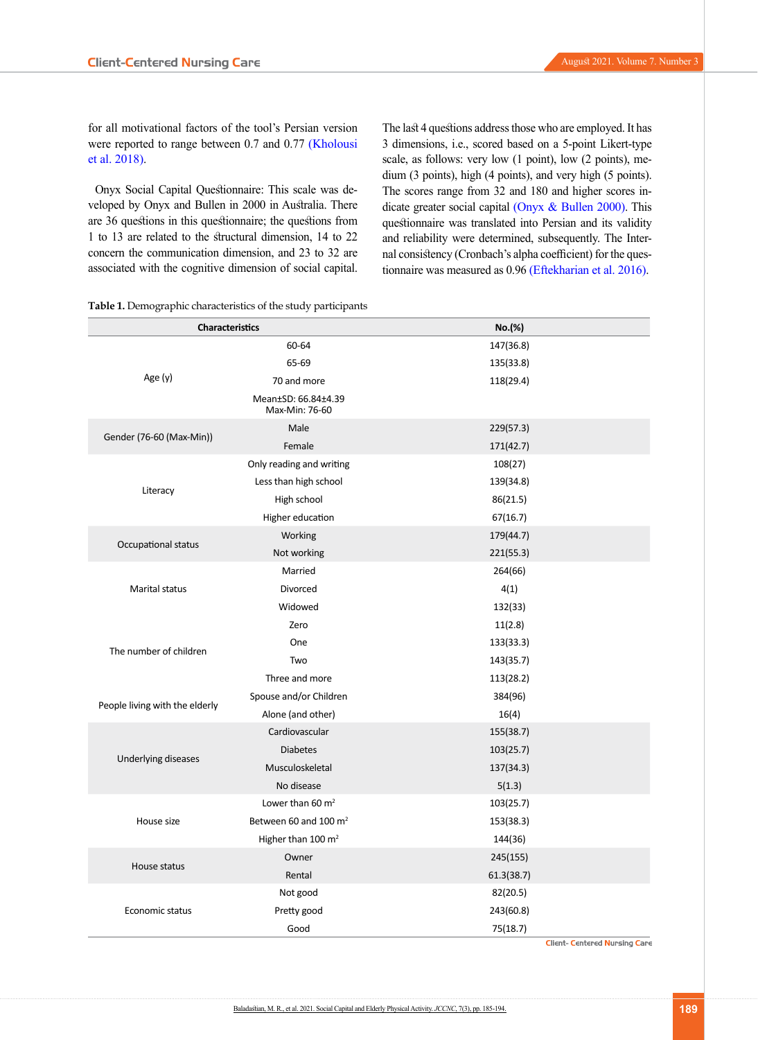for all motivational factors of the tool's Persian version were reported to range between 0.7 and 0.77 (Kholousi et al. 2018).

Onyx Social Capital Questionnaire: This scale was developed by Onyx and Bullen in 2000 in Australia. There are 36 questions in this questionnaire; the questions from 1 to 13 are related to the structural dimension, 14 to 22 concern the communication dimension, and 23 to 32 are associated with the cognitive dimension of social capital. The last 4 questions address those who are employed. It has 3 dimensions, i.e., scored based on a 5-point Likert-type scale, as follows: very low (1 point), low (2 points), medium (3 points), high (4 points), and very high (5 points). The scores range from 32 and 180 and higher scores indicate greater social capital (Onyx & Bullen 2000). This questionnaire was translated into Persian and its validity and reliability were determined, subsequently. The Internal consistency (Cronbach's alpha coefficient) for the questionnaire was measured as 0.96 (Eftekharian et al. 2016).

**Table 1.** Demographic characteristics of the study participants

| Characteristics | | No.(%) |
|---|---|---|
| Age (y) | 60-64 | 147(36.8) |
| | 65-69 | 135(33.8) |
| | 70 and more | 118(29.4) |
| | Mean±SD: 66.84±4.39<br>Max-Min: 76-60 | |
| Gender (76-60 (Max-Min)) | Male | 229(57.3) |
| | Female | 171(42.7) |
| Literacy | Only reading and writing | 108(27) |
| | Less than high school | 139(34.8) |
| | High school | 86(21.5) |
| | Higher education | 67(16.7) |
| Occupational status | Working | 179(44.7) |
| | Not working | 221(55.3) |
| Marital status | Married | 264(66) |
| | Divorced | 4(1) |
| | Widowed | 132(33) |
| The number of children | Zero | 11(2.8) |
| | One | 133(33.3) |
| | Two | 143(35.7) |
| | Three and more | 113(28.2) |
| People living with the elderly | Spouse and/or Children | 384(96) |
| | Alone (and other) | 16(4) |
| Underlying diseases | Cardiovascular | 155(38.7) |
| | Diabetes | 103(25.7) |
| | Musculoskeletal | 137(34.3) |
| | No disease | 5(1.3) |
| House size | Lower than 60 $m^2$ | 103(25.7) |
| | Between 60 and 100 $m^2$ | 153(38.3) |
| | Higher than 100 $m^2$ | 144(36) |
| House status | Owner | 245(155) |
| | Rental | 61.3(38.7) |
| Economic status | Not good | 82(20.5) |
| | Pretty good | 243(60.8) |
| | Good | 75(18.7) |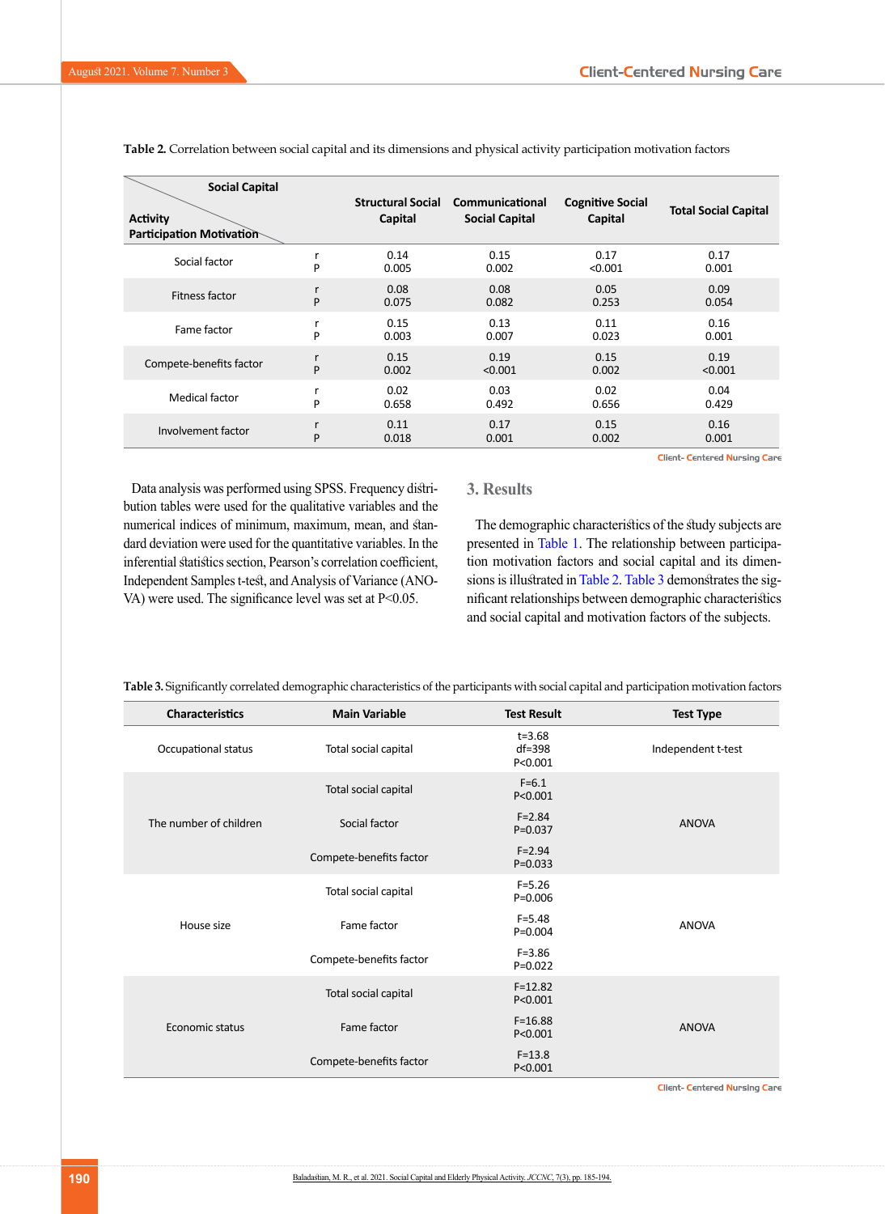**Table 2.** Correlation between social capital and its dimensions and physical activity participation motivation factors

| Activity Participation Motivation / Social Capital | | Structural Social Capital | Communicational Social Capital | Cognitive Social Capital | Total Social Capital |
|---|---|---|---|---|---|
| Social factor | r<br>P | 0.14<br>0.005 | 0.15<br>0.002 | 0.17<br><0.001 | 0.17<br>0.001 |
| Fitness factor | r<br>P | 0.08<br>0.075 | 0.08<br>0.082 | 0.05<br>0.253 | 0.09<br>0.054 |
| Fame factor | r<br>P | 0.15<br>0.003 | 0.13<br>0.007 | 0.11<br>0.023 | 0.16<br>0.001 |
| Compete-benefits factor | r<br>P | 0.15<br>0.002 | 0.19<br><0.001 | 0.15<br>0.002 | 0.19<br><0.001 |
| Medical factor | r<br>P | 0.02<br>0.658 | 0.03<br>0.492 | 0.02<br>0.656 | 0.04<br>0.429 |
| Involvement factor | r<br>P | 0.11<br>0.018 | 0.17<br>0.001 | 0.15<br>0.002 | 0.16<br>0.001 |

Data analysis was performed using SPSS. Frequency distribution tables were used for the qualitative variables and the numerical indices of minimum, maximum, mean, and standard deviation were used for the quantitative variables. In the inferential statistics section, Pearson's correlation coefficient, Independent Samples t-test, and Analysis of Variance (ANOVA) were used. The significance level was set at $P<0.05$.

## 3. Results

The demographic characteristics of the study subjects are presented in Table 1. The relationship between participation motivation factors and social capital and its dimensions is illustrated in Table 2. Table 3 demonstrates the significant relationships between demographic characteristics and social capital and motivation factors of the subjects.

**Table 3.** Significantly correlated demographic characteristics of the participants with social capital and participation motivation factors

| Characteristics | Main Variable | Test Result | Test Type |
|---|---|---|---|
| Occupational status | Total social capital | t=3.68<br>df=398<br>P<0.001 | Independent t-test |
| The number of children | Total social capital | F=6.1<br>P<0.001 | ANOVA |
| | Social factor | F=2.84<br>P=0.037 | |
| | Compete-benefits factor | F=2.94<br>P=0.033 | |
| House size | Total social capital | F=5.26<br>P=0.006 | ANOVA |
| | Fame factor | F=5.48<br>P=0.004 | |
| | Compete-benefits factor | F=3.86<br>P=0.022 | |
| Economic status | Total social capital | F=12.82<br>P<0.001 | ANOVA |
| | Fame factor | F=16.88<br>P<0.001 | |
| | Compete-benefits factor | F=13.8<br>P<0.001 | |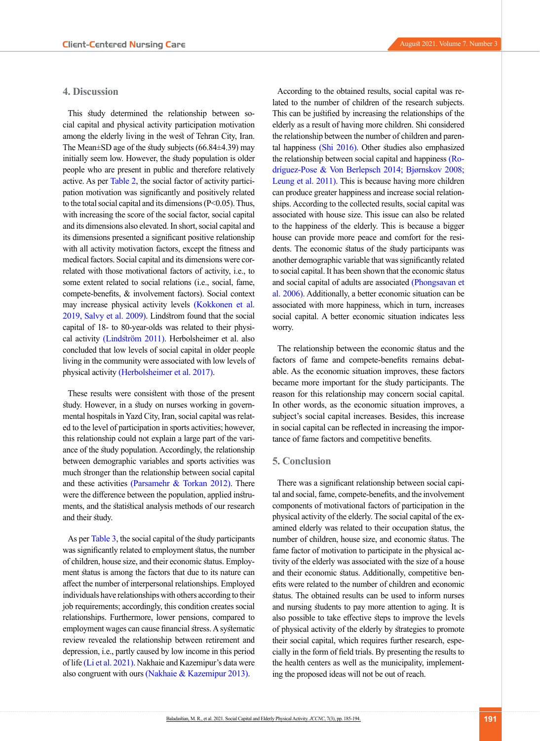## 4. Discussion

This study determined the relationship between social capital and physical activity participation motivation among the elderly living in the west of Tehran City, Iran. The Mean±SD age of the study subjects (66.84±4.39) may initially seem low. However, the study population is older people who are present in public and therefore relatively active. As per Table 2, the social factor of activity participation motivation was significantly and positively related to the total social capital and its dimensions ($P<0.05$). Thus, with increasing the score of the social factor, social capital and its dimensions also elevated. In short, social capital and its dimensions presented a significant positive relationship with all activity motivation factors, except the fitness and medical factors. Social capital and its dimensions were correlated with those motivational factors of activity, i.e., to some extent related to social relations (i.e., social, fame, compete-benefits, & involvement factors). Social context may increase physical activity levels (Kokkonen et al. 2019, Salvy et al. 2009). Lindström found that the social capital of 18- to 80-year-olds was related to their physical activity (Lindström 2011). Herbolsheimer et al. also concluded that low levels of social capital in older people living in the community were associated with low levels of physical activity (Herbolsheimer et al. 2017).

These results were consistent with those of the present study. However, in a study on nurses working in governmental hospitals in Yazd City, Iran, social capital was related to the level of participation in sports activities; however, this relationship could not explain a large part of the variance of the study population. Accordingly, the relationship between demographic variables and sports activities was much stronger than the relationship between social capital and these activities (Parsamehr & Torkan 2012). There were the difference between the population, applied instruments, and the statistical analysis methods of our research and their study.

As per Table 3, the social capital of the study participants was significantly related to employment status, the number of children, house size, and their economic status. Employment status is among the factors that due to its nature can affect the number of interpersonal relationships. Employed individuals have relationships with others according to their job requirements; accordingly, this condition creates social relationships. Furthermore, lower pensions, compared to employment wages can cause financial stress. A systematic review revealed the relationship between retirement and depression, i.e., partly caused by low income in this period of life (Li et al. 2021). Nakhaie and Kazemipur's data were also congruent with ours (Nakhaie & Kazemipur 2013).

According to the obtained results, social capital was related to the number of children of the research subjects. This can be justified by increasing the relationships of the elderly as a result of having more children. Shi considered the relationship between the number of children and parental happiness (Shi 2016). Other studies also emphasized the relationship between social capital and happiness (Rodríguez-Pose & Von Berlepsch 2014; Bjørnskov 2008; Leung et al. 2011). This is because having more children can produce greater happiness and increase social relationships. According to the collected results, social capital was associated with house size. This issue can also be related to the happiness of the elderly. This is because a bigger house can provide more peace and comfort for the residents. The economic status of the study participants was another demographic variable that was significantly related to social capital. It has been shown that the economic status and social capital of adults are associated (Phongsavan et al. 2006). Additionally, a better economic situation can be associated with more happiness, which in turn, increases social capital. A better economic situation indicates less worry.

The relationship between the economic status and the factors of fame and compete-benefits remains debatable. As the economic situation improves, these factors became more important for the study participants. The reason for this relationship may concern social capital. In other words, as the economic situation improves, a subject's social capital increases. Besides, this increase in social capital can be reflected in increasing the importance of fame factors and competitive benefits.

## 5. Conclusion

There was a significant relationship between social capital and social, fame, compete-benefits, and the involvement components of motivational factors of participation in the physical activity of the elderly. The social capital of the examined elderly was related to their occupation status, the number of children, house size, and economic status. The fame factor of motivation to participate in the physical activity of the elderly was associated with the size of a house and their economic status. Additionally, competitive benefits were related to the number of children and economic status. The obtained results can be used to inform nurses and nursing students to pay more attention to aging. It is also possible to take effective steps to improve the levels of physical activity of the elderly by strategies to promote their social capital, which requires further research, especially in the form of field trials. By presenting the results to the health centers as well as the municipality, implementing the proposed ideas will not be out of reach.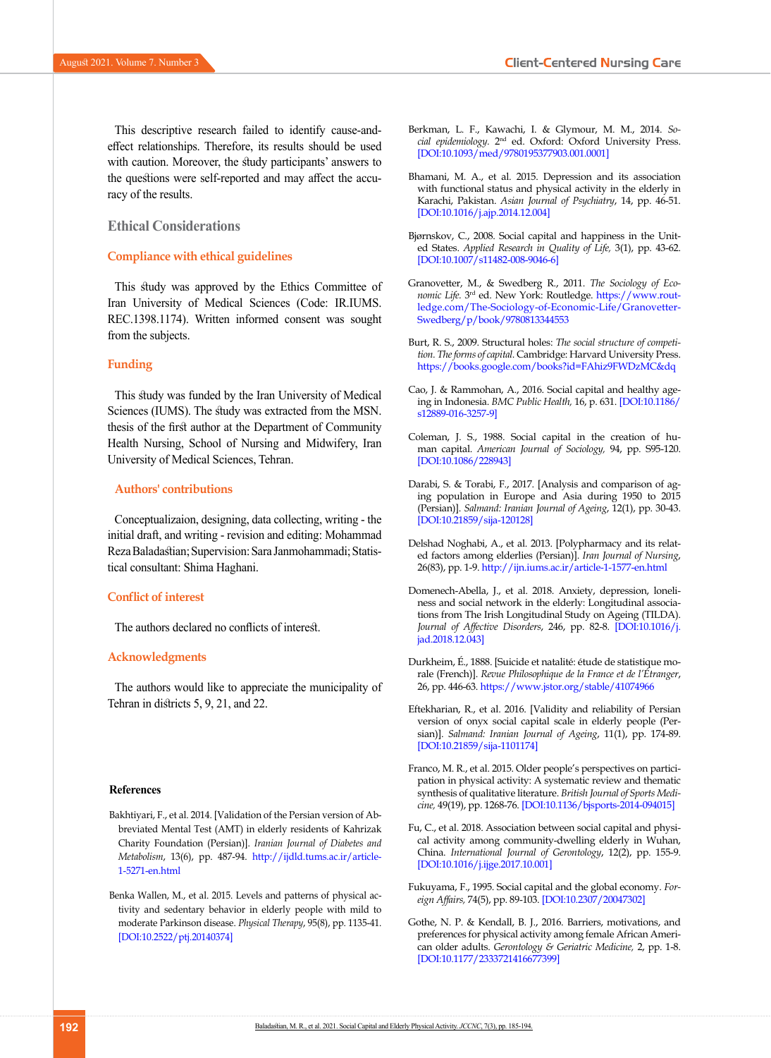This descriptive research failed to identify cause-and-effect relationships. Therefore, its results should be used with caution. Moreover, the study participants' answers to the questions were self-reported and may affect the accuracy of the results.

## Ethical Considerations

### Compliance with ethical guidelines

This study was approved by the Ethics Committee of Iran University of Medical Sciences (Code: IR.IUMS.REC.1398.1174). Written informed consent was sought from the subjects.

### Funding

This study was funded by the Iran University of Medical Sciences (IUMS). The study was extracted from the MSN. thesis of the first author at the Department of Community Health Nursing, School of Nursing and Midwifery, Iran University of Medical Sciences, Tehran.

### Authors' contributions

Conceptualizaion, designing, data collecting, writing - the initial draft, and writing - revision and editing: Mohammad Reza Baladastian; Supervision: Sara Janmohammadi; Statistical consultant: Shima Haghani.

### Conflict of interest

The authors declared no conflicts of interest.

### Acknowledgments

The authors would like to appreciate the municipality of Tehran in districts 5, 9, 21, and 22.

## References

Bakhtiyari, F., et al. 2014. [Validation of the Persian version of Abbreviated Mental Test (AMT) in elderly residents of Kahrizak Charity Foundation (Persian)]. *Iranian Journal of Diabetes and Metabolism*, 13(6), pp. 487-94. http://ijdld.tums.ac.ir/article-1-5271-en.html

Benka Wallen, M., et al. 2015. Levels and patterns of physical activity and sedentary behavior in elderly people with mild to moderate Parkinson disease. *Physical Therapy*, 95(8), pp. 1135-41. [DOI:10.2522/ptj.20140374]

Berkman, L. F., Kawachi, I. & Glymour, M. M., 2014. *Social epidemiology*. 2nd ed. Oxford: Oxford University Press. [DOI:10.1093/med/9780195377903.001.0001]

Bhamani, M. A., et al. 2015. Depression and its association with functional status and physical activity in the elderly in Karachi, Pakistan. *Asian Journal of Psychiatry*, 14, pp. 46-51. [DOI:10.1016/j.ajp.2014.12.004]

Bjørnskov, C., 2008. Social capital and happiness in the United States. *Applied Research in Quality of Life*, 3(1), pp. 43-62. [DOI:10.1007/s11482-008-9046-6]

Granovetter, M., & Swedberg R., 2011. *The Sociology of Economic Life*. 3rd ed. New York: Routledge. https://www.routledge.com/The-Sociology-of-Economic-Life/Granovetter-Swedberg/p/book/9780813344553

Burt, R. S., 2009. Structural holes: *The social structure of competition. The forms of capital*. Cambridge: Harvard University Press. https://books.google.com/books?id=FAhiz9FWDzMC&dq

Cao, J. & Rammohan, A., 2016. Social capital and healthy ageing in Indonesia. *BMC Public Health*, 16, p. 631. [DOI:10.1186/s12889-016-3257-9]

Coleman, J. S., 1988. Social capital in the creation of human capital. *American Journal of Sociology*, 94, pp. S95-120. [DOI:10.1086/228943]

Darabi, S. & Torabi, F., 2017. [Analysis and comparison of aging population in Europe and Asia during 1950 to 2015 (Persian)]. *Salmand: Iranian Journal of Ageing*, 12(1), pp. 30-43. [DOI:10.21859/sija-120128]

Delshad Noghabi, A., et al. 2013. [Polypharmacy and its related factors among elderlies (Persian)]. *Iran Journal of Nursing*, 26(83), pp. 1-9. http://ijn.iums.ac.ir/article-1-1577-en.html

Domenech-Abella, J., et al. 2018. Anxiety, depression, loneliness and social network in the elderly: Longitudinal associations from The Irish Longitudinal Study on Ageing (TILDA). *Journal of Affective Disorders*, 246, pp. 82-8. [DOI:10.1016/j.jad.2018.12.043]

Durkheim, É., 1888. [Suicide et natalité: étude de statistique morale (French)]. *Revue Philosophique de la France et de l'Étranger*, 26, pp. 446-63. https://www.jstor.org/stable/41074966

Eftekharian, R., et al. 2016. [Validity and reliability of Persian version of onyx social capital scale in elderly people (Persian)]. *Salmand: Iranian Journal of Ageing*, 11(1), pp. 174-89. [DOI:10.21859/sija-1101174]

Franco, M. R., et al. 2015. Older people's perspectives on participation in physical activity: A systematic review and thematic synthesis of qualitative literature. *British Journal of Sports Medicine*, 49(19), pp. 1268-76. [DOI:10.1136/bjsports-2014-094015]

Fu, C., et al. 2018. Association between social capital and physical activity among community-dwelling elderly in Wuhan, China. *International Journal of Gerontology*, 12(2), pp. 155-9. [DOI:10.1016/j.ijge.2017.10.001]

Fukuyama, F., 1995. Social capital and the global economy. *Foreign Affairs*, 74(5), pp. 89-103. [DOI:10.2307/20047302]

Gothe, N. P. & Kendall, B. J., 2016. Barriers, motivations, and preferences for physical activity among female African American older adults. *Gerontology & Geriatric Medicine*, 2, pp. 1-8. [DOI:10.1177/2333721416677399]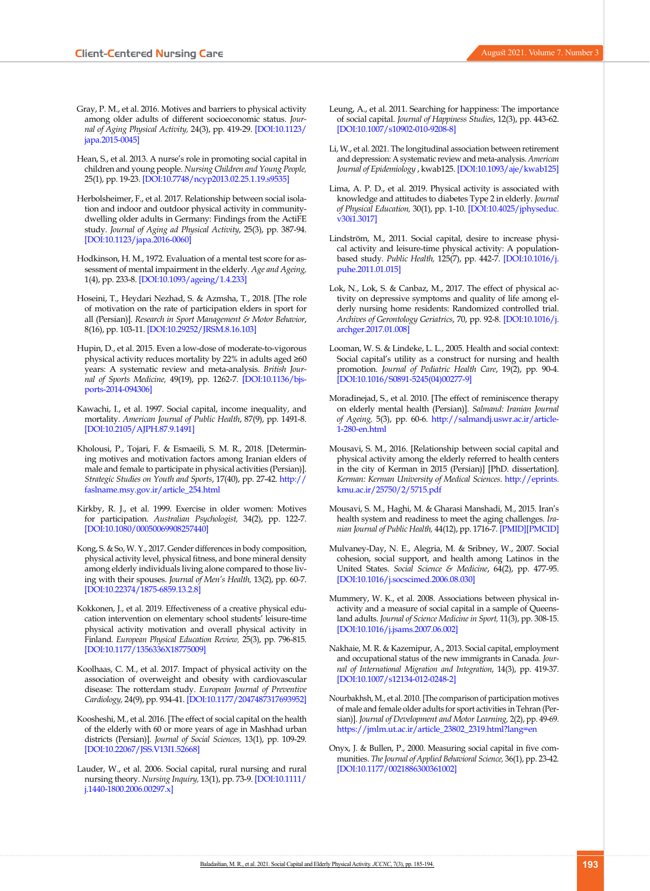Gray, P. M., et al. 2016. Motives and barriers to physical activity among older adults of different socioeconomic status. *Journal of Aging Physical Activity,* 24(3), pp. 419-29. [DOI:10.1123/japa.2015-0045]

Hean, S., et al. 2013. A nurse's role in promoting social capital in children and young people. *Nursing Children and Young People,* 25(1), pp. 19-23. [DOI:10.7748/ncyp2013.02.25.1.19.s9535]

Herbolsheimer, F., et al. 2017. Relationship between social isolation and indoor and outdoor physical activity in community-dwelling older adults in Germany: Findings from the ActiFE study. *Journal of Aging ad Physical Activity*, 25(3), pp. 387-94. [DOI:10.1123/japa.2016-0060]

Hodkinson, H. M., 1972. Evaluation of a mental test score for assessment of mental impairment in the elderly. *Age and Ageing,* 1(4), pp. 233-8. [DOI:10.1093/ageing/1.4.233]

Hoseini, T., Heydari Nezhad, S. & Azmsha, T., 2018. [The role of motivation on the rate of participation elders in sport for all (Persian)]. *Research in Sport Management & Motor Behavior*, 8(16), pp. 103-11. [DOI:10.29252/JRSM.8.16.103]

Hupin, D., et al. 2015. Even a low-dose of moderate-to-vigorous physical activity reduces mortality by 22% in adults aged ≥60 years: A systematic review and meta-analysis. *British Journal of Sports Medicine,* 49(19), pp. 1262-7. [DOI:10.1136/bjsports-2014-094306]

Kawachi, I., et al. 1997. Social capital, income inequality, and mortality. *American Journal of Public Health*, 87(9), pp. 1491-8. [DOI:10.2105/AJPH.87.9.1491]

Kholousi, P., Tojari, F. & Esmaeili, S. M. R., 2018. [Determining motives and motivation factors among Iranian elders of male and female to participate in physical activities (Persian)]. *Strategic Studies on Youth and Sports*, 17(40), pp. 27-42. http://faslname.msy.gov.ir/article_254.html

Kirkby, R. J., et al. 1999. Exercise in older women: Motives for participation. *Australian Psychologist,* 34(2), pp. 122-7. [DOI:10.1080/00050069908257440]

Kong, S. & So, W. Y., 2017. Gender differences in body composition, physical activity level, physical fitness, and bone mineral density among elderly individuals living alone compared to those living with their spouses. *Journal of Men's Health,* 13(2), pp. 60-7. [DOI:10.22374/1875-6859.13.2.8]

Kokkonen, J., et al. 2019. Effectiveness of a creative physical education intervention on elementary school students' leisure-time physical activity motivation and overall physical activity in Finland. *European Physical Education Review,* 25(3), pp. 796-815. [DOI:10.1177/1356336X18775009]

Koolhaas, C. M., et al. 2017. Impact of physical activity on the association of overweight and obesity with cardiovascular disease: The rotterdam study. *European Journal of Preventive Cardiology,* 24(9), pp. 934-41. [DOI:10.1177/2047487317693952]

Koosheshi, M., et al. 2016. [The effect of social capital on the health of the elderly with 60 or more years of age in Mashhad urban districts (Persian)]. *Journal of Social Sciences,* 13(1), pp. 109-29. [DOI:10.22067/JSS.V13I1.52668]

Lauder, W., et al. 2006. Social capital, rural nursing and rural nursing theory. *Nursing Inquiry,* 13(1), pp. 73-9. [DOI:10.1111/j.1440-1800.2006.00297.x]

Leung, A., et al. 2011. Searching for happiness: The importance of social capital. *Journal of Happiness Studies*, 12(3), pp. 443-62. [DOI:10.1007/s10902-010-9208-8]

Li, W., et al. 2021. The longitudinal association between retirement and depression: A systematic review and meta-analysis. *American Journal of Epidemiology* , kwab125. [DOI:10.1093/aje/kwab125]

Lima, A. P. D., et al. 2019. Physical activity is associated with knowledge and attitudes to diabetes Type 2 in elderly. *Journal of Physical Education,* 30(1), pp. 1-10. [DOI:10.4025/jphyseduc.v30i1.3017]

Lindström, M., 2011. Social capital, desire to increase physical activity and leisure-time physical activity: A population-based study. *Public Health,* 125(7), pp. 442-7. [DOI:10.1016/j.puhe.2011.01.015]

Lok, N., Lok, S. & Canbaz, M., 2017. The effect of physical activity on depressive symptoms and quality of life among elderly nursing home residents: Randomized controlled trial. *Archives of Gerontology Geriatrics*, 70, pp. 92-8. [DOI:10.1016/j.archger.2017.01.008]

Looman, W. S. & Lindeke, L. L., 2005. Health and social context: Social capital's utility as a construct for nursing and health promotion. *Journal of Pediatric Health Care*, 19(2), pp. 90-4. [DOI:10.1016/S0891-5245(04)00277-9]

Moradinejad, S., et al. 2010. [The effect of reminiscence therapy on elderly mental health (Persian)]. *Salmand: Iranian Journal of Ageing,* 5(3), pp. 60-6. http://salmandj.uswr.ac.ir/article-1-280-en.html

Mousavi, S. M., 2016. [Relationship between social capital and physical activity among the elderly referred to health centers in the city of Kerman in 2015 (Persian)] [PhD. dissertation]. *Kerman: Kerman University of Medical Sciences*. http://eprints.kmu.ac.ir/25750/2/5715.pdf

Mousavi, S. M., Haghi, M. & Gharasi Manshadi, M., 2015. Iran's health system and readiness to meet the aging challenges. *Iranian Journal of Public Health,* 44(12), pp. 1716-7. [PMID][PMCID]

Mulvaney-Day, N. E., Alegria, M. & Sribney, W., 2007. Social cohesion, social support, and health among Latinos in the United States. *Social Science & Medicine*, 64(2), pp. 477-95. [DOI:10.1016/j.socscimed.2006.08.030]

Mummery, W. K., et al. 2008. Associations between physical inactivity and a measure of social capital in a sample of Queensland adults. *Journal of Science Medicine in Sport,* 11(3), pp. 308-15. [DOI:10.1016/j.jsams.2007.06.002]

Nakhaie, M. R. & Kazemipur, A., 2013. Social capital, employment and occupational status of the new immigrants in Canada. *Journal of International Migration and Integration*, 14(3), pp. 419-37. [DOI:10.1007/s12134-012-0248-2]

Nourbakhsh, M., et al. 2010. [The comparison of participation motives of male and female older adults for sport activities in Tehran (Persian)]. *Journal of Development and Motor Learning,* 2(2), pp. 49-69. https://jmlm.ut.ac.ir/article_23802_2319.html?lang=en

Onyx, J. & Bullen, P., 2000. Measuring social capital in five communities. *The Journal of Applied Behavioral Science,* 36(1), pp. 23-42. [DOI:10.1177/0021886300361002]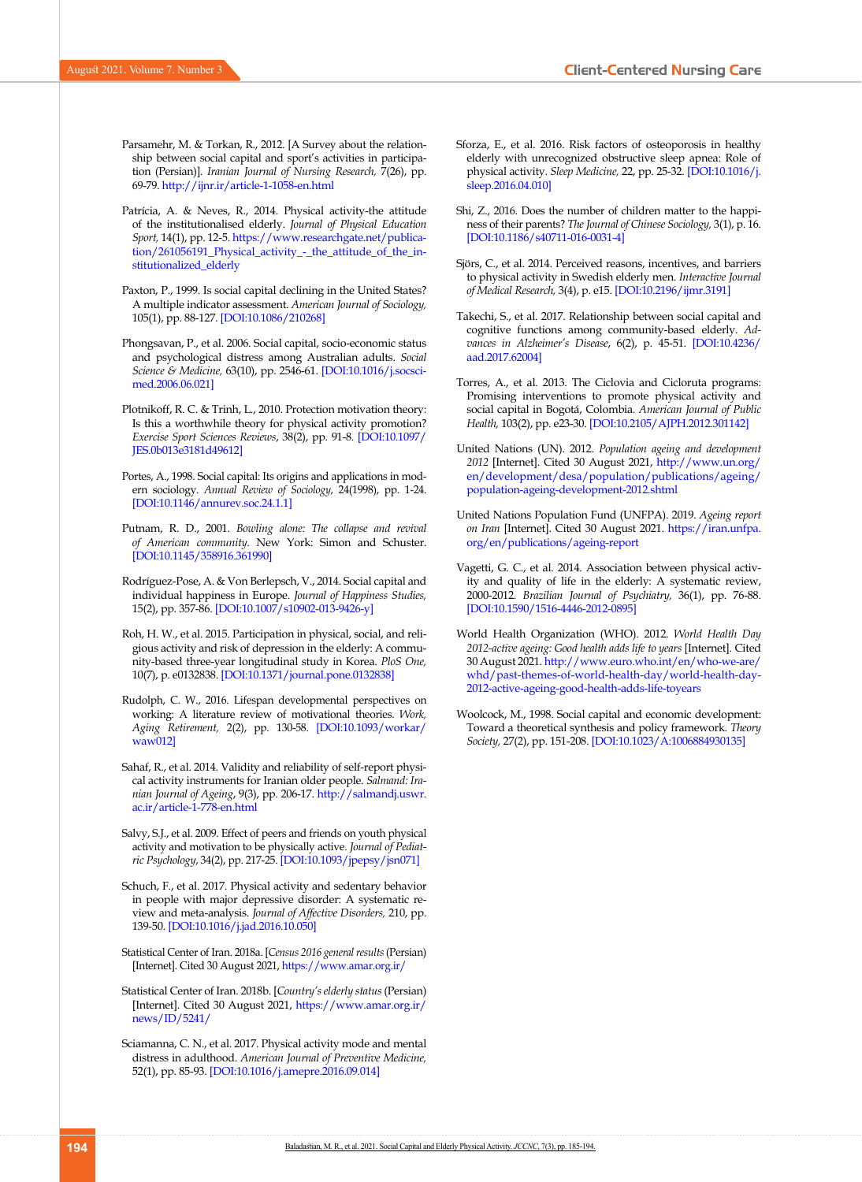Parsamehr, M. & Torkan, R., 2012. [A Survey about the relationship between social capital and sport's activities in participation (Persian)]. *Iranian Journal of Nursing Research,* 7(26), pp. 69-79. http://ijnr.ir/article-1-1058-en.html

Patrícia, A. & Neves, R., 2014. Physical activity-the attitude of the institutionalised elderly. *Journal of Physical Education Sport,* 14(1), pp. 12-5. https://www.researchgate.net/publication/261056191_Physical_activity_-_the_attitude_of_the_institutionalized_elderly

Paxton, P., 1999. Is social capital declining in the United States? A multiple indicator assessment. *American Journal of Sociology,* 105(1), pp. 88-127. [DOI:10.1086/210268]

Phongsavan, P., et al. 2006. Social capital, socio-economic status and psychological distress among Australian adults. *Social Science & Medicine,* 63(10), pp. 2546-61. [DOI:10.1016/j.socscimed.2006.06.021]

Plotnikoff, R. C. & Trinh, L., 2010. Protection motivation theory: Is this a worthwhile theory for physical activity promotion? *Exercise Sport Sciences Reviews*, 38(2), pp. 91-8. [DOI:10.1097/JES.0b013e3181d49612]

Portes, A., 1998. Social capital: Its origins and applications in modern sociology. *Annual Review of Sociology*, 24(1998), pp. 1-24. [DOI:10.1146/annurev.soc.24.1.1]

Putnam, R. D., 2001. *Bowling alone: The collapse and revival of American community.* New York: Simon and Schuster. [DOI:10.1145/358916.361990]

Rodríguez-Pose, A. & Von Berlepsch, V., 2014. Social capital and individual happiness in Europe. *Journal of Happiness Studies,* 15(2), pp. 357-86. [DOI:10.1007/s10902-013-9426-y]

Roh, H. W., et al. 2015. Participation in physical, social, and religious activity and risk of depression in the elderly: A community-based three-year longitudinal study in Korea. *PloS One,* 10(7), p. e0132838. [DOI:10.1371/journal.pone.0132838]

Rudolph, C. W., 2016. Lifespan developmental perspectives on working: A literature review of motivational theories. *Work, Aging Retirement,* 2(2), pp. 130-58. [DOI:10.1093/workar/waw012]

Sahaf, R., et al. 2014. Validity and reliability of self-report physical activity instruments for Iranian older people. *Salmand: Iranian Journal of Ageing*, 9(3), pp. 206-17. http://salmandj.uswr.ac.ir/article-1-778-en.html

Salvy, S.J., et al. 2009. Effect of peers and friends on youth physical activity and motivation to be physically active. *Journal of Pediatric Psychology*, 34(2), pp. 217-25. [DOI:10.1093/jpepsy/jsn071]

Schuch, F., et al. 2017. Physical activity and sedentary behavior in people with major depressive disorder: A systematic review and meta-analysis. *Journal of Affective Disorders,* 210, pp. 139-50. [DOI:10.1016/j.jad.2016.10.050]

Statistical Center of Iran. 2018a. [*Census 2016 general results* (Persian) [Internet]. Cited 30 August 2021, https://www.amar.org.ir/

Statistical Center of Iran. 2018b. [*Country's elderly status* (Persian) [Internet]. Cited 30 August 2021, https://www.amar.org.ir/news/ID/5241/

Sciamanna, C. N., et al. 2017. Physical activity mode and mental distress in adulthood. *American Journal of Preventive Medicine,* 52(1), pp. 85-93. [DOI:10.1016/j.amepre.2016.09.014]

Sforza, E., et al. 2016. Risk factors of osteoporosis in healthy elderly with unrecognized obstructive sleep apnea: Role of physical activity. *Sleep Medicine,* 22, pp. 25-32. [DOI:10.1016/j.sleep.2016.04.010]

Shi, Z., 2016. Does the number of children matter to the happiness of their parents? *The Journal of Chinese Sociology,* 3(1), p. 16. [DOI:10.1186/s40711-016-0031-4]

Sjörs, C., et al. 2014. Perceived reasons, incentives, and barriers to physical activity in Swedish elderly men. *Interactive Journal of Medical Research,* 3(4), p. e15. [DOI:10.2196/ijmr.3191]

Takechi, S., et al. 2017. Relationship between social capital and cognitive functions among community-based elderly. *Advances in Alzheimer's Disease*, 6(2), p. 45-51. [DOI:10.4236/aad.2017.62004]

Torres, A., et al. 2013. The Ciclovia and Cicloruta programs: Promising interventions to promote physical activity and social capital in Bogotá, Colombia. *American Journal of Public Health,* 103(2), pp. e23-30. [DOI:10.2105/AJPH.2012.301142]

United Nations (UN). 2012. *Population ageing and development 2012* [Internet]. Cited 30 August 2021, http://www.un.org/en/development/desa/population/publications/ageing/population-ageing-development-2012.shtml

United Nations Population Fund (UNFPA). 2019. *Ageing report on Iran* [Internet]. Cited 30 August 2021. https://iran.unfpa.org/en/publications/ageing-report

Vagetti, G. C., et al. 2014. Association between physical activity and quality of life in the elderly: A systematic review, 2000-2012. *Brazilian Journal of Psychiatry,* 36(1), pp. 76-88. [DOI:10.1590/1516-4446-2012-0895]

World Health Organization (WHO). 2012. *World Health Day 2012-active ageing: Good health adds life to years* [Internet]. Cited 30 August 2021. http://www.euro.who.int/en/who-we-are/whd/past-themes-of-world-health-day/world-health-day-2012-active-ageing-good-health-adds-life-toyears

Woolcock, M., 1998. Social capital and economic development: Toward a theoretical synthesis and policy framework. *Theory Society,* 27(2), pp. 151-208. [DOI:10.1023/A:1006884930135]